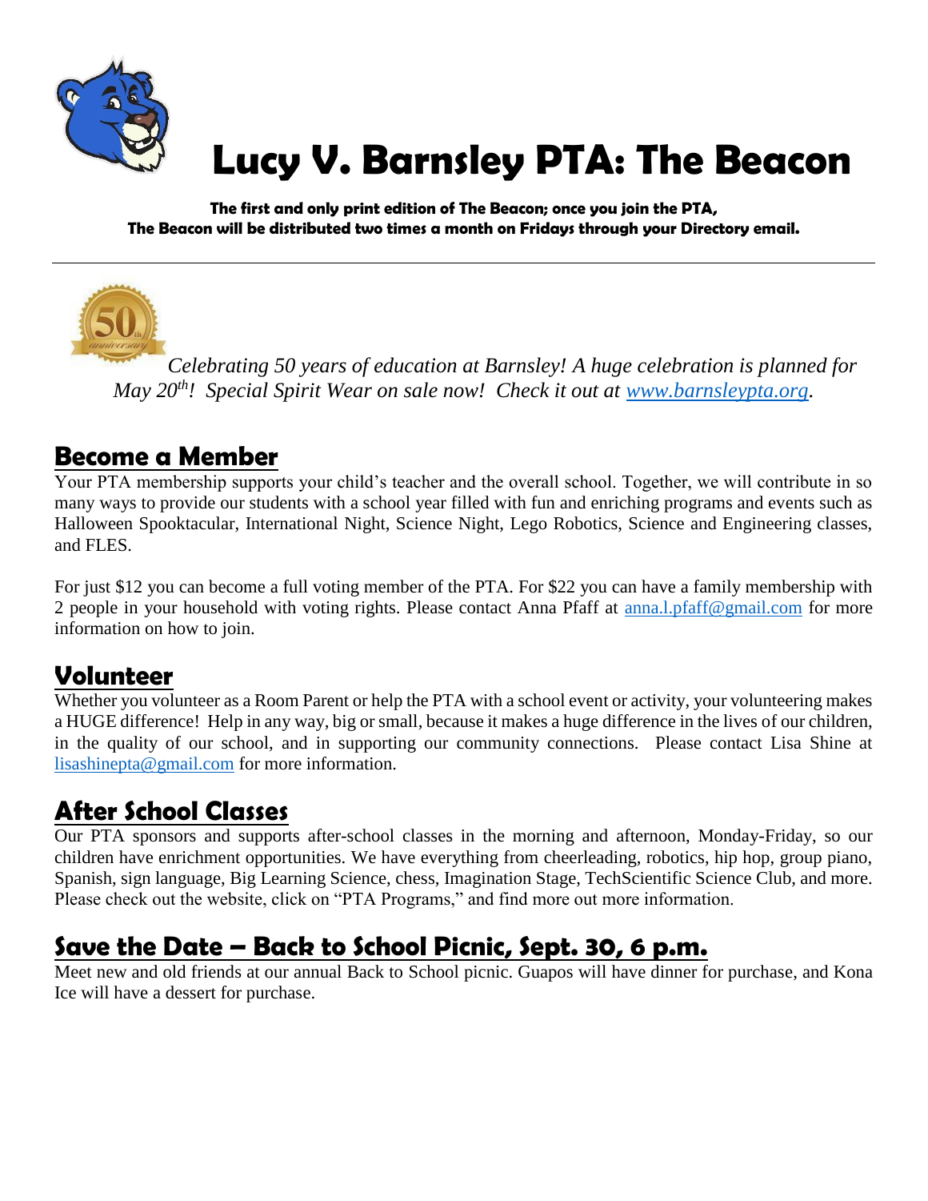# Lucy V. Barnsley PTA: The Beacon

**The first and only print edition of The Beacon; once you join the PTA, The Beacon will be distributed two times a month on Fridays through your Directory email.**

---

*Celebrating 50 years of education at Barnsley! A huge celebration is planned for May 20th! Special Spirit Wear on sale now! Check it out at www.barnsleypta.org.*

## Become a Member

Your PTA membership supports your child's teacher and the overall school. Together, we will contribute in so many ways to provide our students with a school year filled with fun and enriching programs and events such as Halloween Spooktacular, International Night, Science Night, Lego Robotics, Science and Engineering classes, and FLES.

For just $12 you can become a full voting member of the PTA. For $22 you can have a family membership with 2 people in your household with voting rights. Please contact Anna Pfaff at anna.l.pfaff@gmail.com for more information on how to join.

## Volunteer

Whether you volunteer as a Room Parent or help the PTA with a school event or activity, your volunteering makes a HUGE difference! Help in any way, big or small, because it makes a huge difference in the lives of our children, in the quality of our school, and in supporting our community connections. Please contact Lisa Shine at lisashinepta@gmail.com for more information.

## After School Classes

Our PTA sponsors and supports after-school classes in the morning and afternoon, Monday-Friday, so our children have enrichment opportunities. We have everything from cheerleading, robotics, hip hop, group piano, Spanish, sign language, Big Learning Science, chess, Imagination Stage, TechScientific Science Club, and more. Please check out the website, click on "PTA Programs," and find more out more information.

## Save the Date – Back to School Picnic, Sept. 30, 6 p.m.

Meet new and old friends at our annual Back to School picnic. Guapos will have dinner for purchase, and Kona Ice will have a dessert for purchase.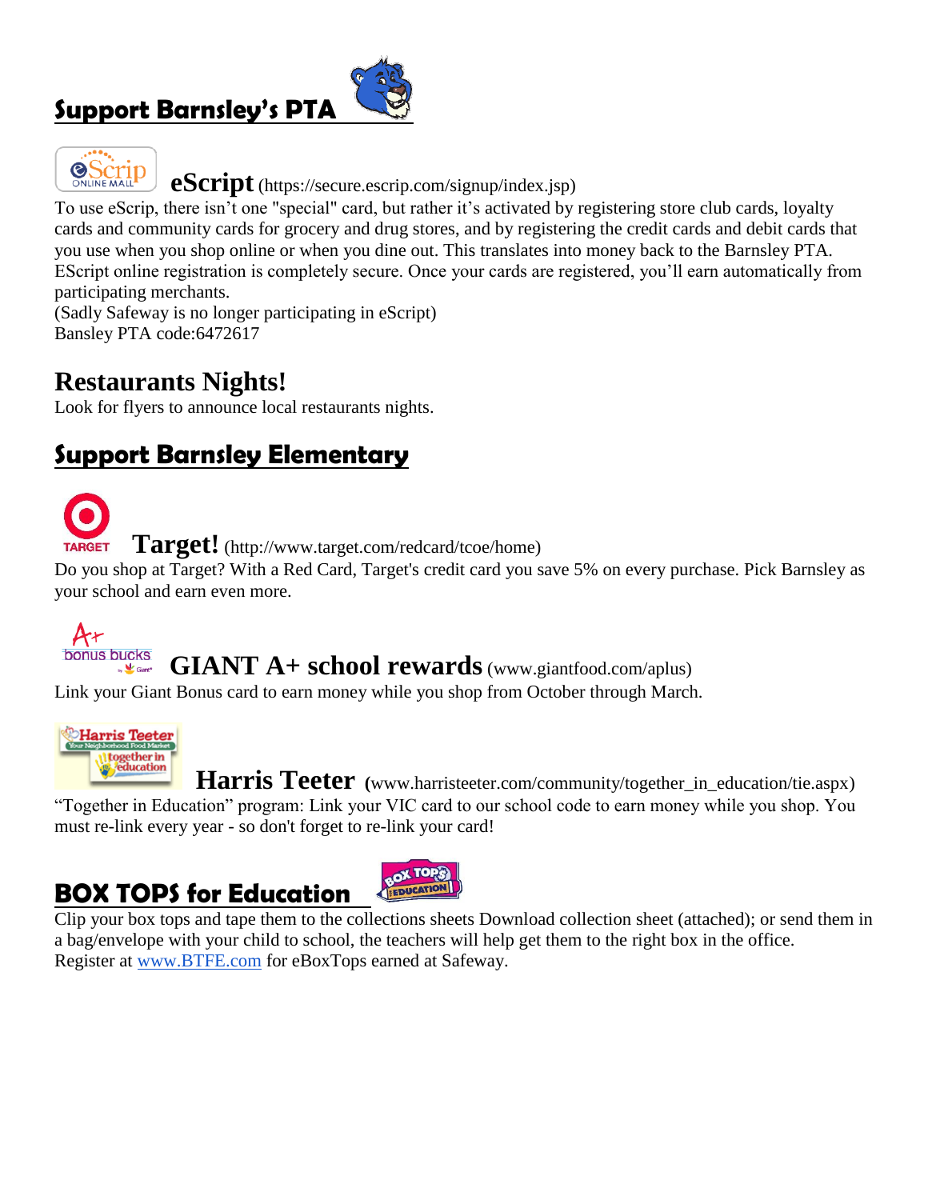## Support Barnsley's PTA

### eScript (https://secure.escrip.com/signup/index.jsp)

To use eScrip, there isn't one "special" card, but rather it's activated by registering store club cards, loyalty cards and community cards for grocery and drug stores, and by registering the credit cards and debit cards that you use when you shop online or when you dine out. This translates into money back to the Barnsley PTA. EScript online registration is completely secure. Once your cards are registered, you'll earn automatically from participating merchants.
(Sadly Safeway is no longer participating in eScript)
Bansley PTA code:6472617

## Restaurants Nights!

Look for flyers to announce local restaurants nights.

## Support Barnsley Elementary

### Target! (http://www.target.com/redcard/tcoe/home)

Do you shop at Target? With a Red Card, Target's credit card you save 5% on every purchase. Pick Barnsley as your school and earn even more.

### GIANT A+ school rewards (www.giantfood.com/aplus)

Link your Giant Bonus card to earn money while you shop from October through March.

### Harris Teeter (www.harristeeter.com/community/together_in_education/tie.aspx)

"Together in Education" program: Link your VIC card to our school code to earn money while you shop. You must re-link every year - so don't forget to re-link your card!

## BOX TOPS for Education

Clip your box tops and tape them to the collections sheets Download collection sheet (attached); or send them in a bag/envelope with your child to school, the teachers will help get them to the right box in the office.
Register at [www.BTFE.com](http://www.BTFE.com) for eBoxTops earned at Safeway.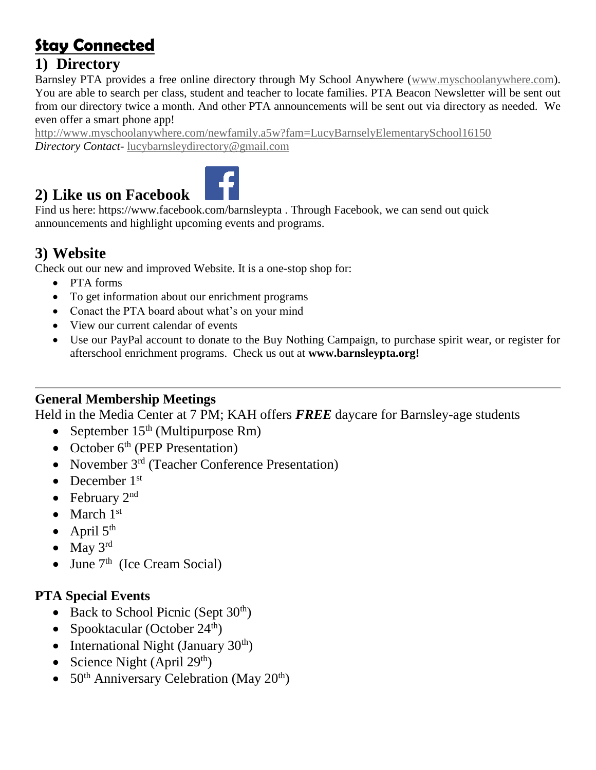# Stay Connected

## 1) Directory

Barnsley PTA provides a free online directory through My School Anywhere (www.myschoolanywhere.com). You are able to search per class, student and teacher to locate families. PTA Beacon Newsletter will be sent out from our directory twice a month. And other PTA announcements will be sent out via directory as needed. We even offer a smart phone app!

http://www.myschoolanywhere.com/newfamily.a5w?fam=LucyBarnselyElementarySchool16150

*Directory Contact-* lucybarnsleydirectory@gmail.com

## 2) Like us on Facebook

Find us here: https://www.facebook.com/barnsleypta . Through Facebook, we can send out quick announcements and highlight upcoming events and programs.

## 3) Website

Check out our new and improved Website. It is a one-stop shop for:

- PTA forms
- To get information about our enrichment programs
- Conact the PTA board about what's on your mind
- View our current calendar of events
- Use our PayPal account to donate to the Buy Nothing Campaign, to purchase spirit wear, or register for afterschool enrichment programs. Check us out at **www.barnsleypta.org!**

---

### General Membership Meetings

Held in the Media Center at 7 PM; KAH offers ***FREE*** daycare for Barnsley-age students

- September 15th (Multipurpose Rm)
- October 6th (PEP Presentation)
- November 3rd (Teacher Conference Presentation)
- December 1st
- February 2nd
- March 1st
- April 5th
- May 3rd
- June 7th (Ice Cream Social)

### PTA Special Events

- Back to School Picnic (Sept 30th)
- Spooktacular (October 24th)
- International Night (January 30th)
- Science Night (April 29th)
- 50th Anniversary Celebration (May 20th)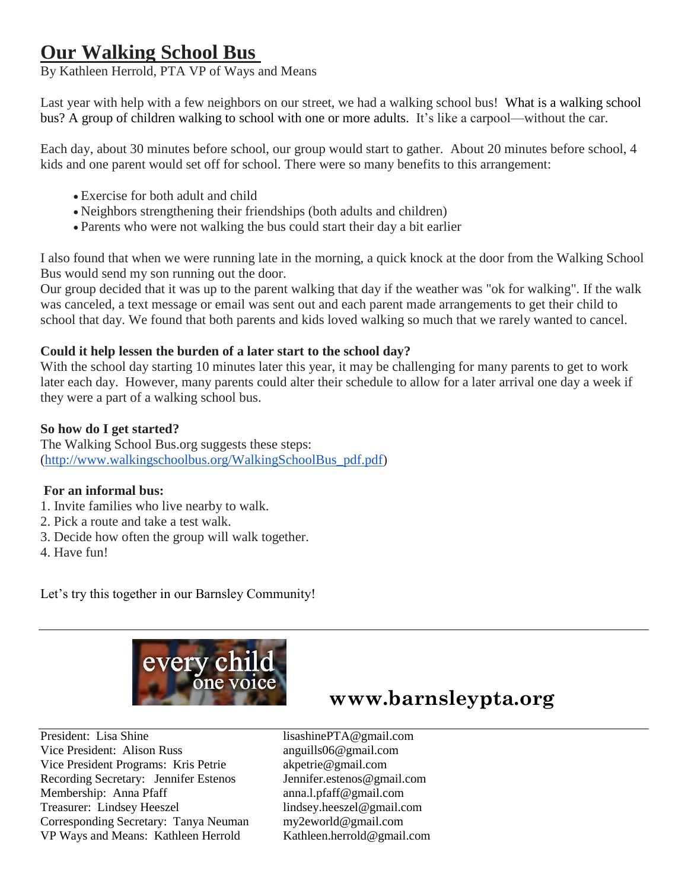# Our Walking School Bus

By Kathleen Herrold, PTA VP of Ways and Means

Last year with help with a few neighbors on our street, we had a walking school bus! What is a walking school bus? A group of children walking to school with one or more adults. It's like a carpool—without the car.

Each day, about 30 minutes before school, our group would start to gather. About 20 minutes before school, 4 kids and one parent would set off for school. There were so many benefits to this arrangement:

- Exercise for both adult and child
- Neighbors strengthening their friendships (both adults and children)
- Parents who were not walking the bus could start their day a bit earlier

I also found that when we were running late in the morning, a quick knock at the door from the Walking School Bus would send my son running out the door.

Our group decided that it was up to the parent walking that day if the weather was "ok for walking". If the walk was canceled, a text message or email was sent out and each parent made arrangements to get their child to school that day. We found that both parents and kids loved walking so much that we rarely wanted to cancel.

**Could it help lessen the burden of a later start to the school day?**

With the school day starting 10 minutes later this year, it may be challenging for many parents to get to work later each day. However, many parents could alter their schedule to allow for a later arrival one day a week if they were a part of a walking school bus.

**So how do I get started?**

The Walking School Bus.org suggests these steps:
(http://www.walkingschoolbus.org/WalkingSchoolBus_pdf.pdf)

**For an informal bus:**

1. Invite families who live nearby to walk.
2. Pick a route and take a test walk.
3. Decide how often the group will walk together.
4. Have fun!

Let's try this together in our Barnsley Community!

---

every child one voice

**www.barnsleypta.org**

| | |
|---|---|
| President: Lisa Shine | lisashinePTA@gmail.com |
| Vice President: Alison Russ | anguills06@gmail.com |
| Vice President Programs: Kris Petrie | akpetrie@gmail.com |
| Recording Secretary: Jennifer Estenos | Jennifer.estenos@gmail.com |
| Membership: Anna Pfaff | anna.l.pfaff@gmail.com |
| Treasurer: Lindsey Heeszel | lindsey.heeszel@gmail.com |
| Corresponding Secretary: Tanya Neuman | my2eworld@gmail.com |
| VP Ways and Means: Kathleen Herrold | Kathleen.herrold@gmail.com |